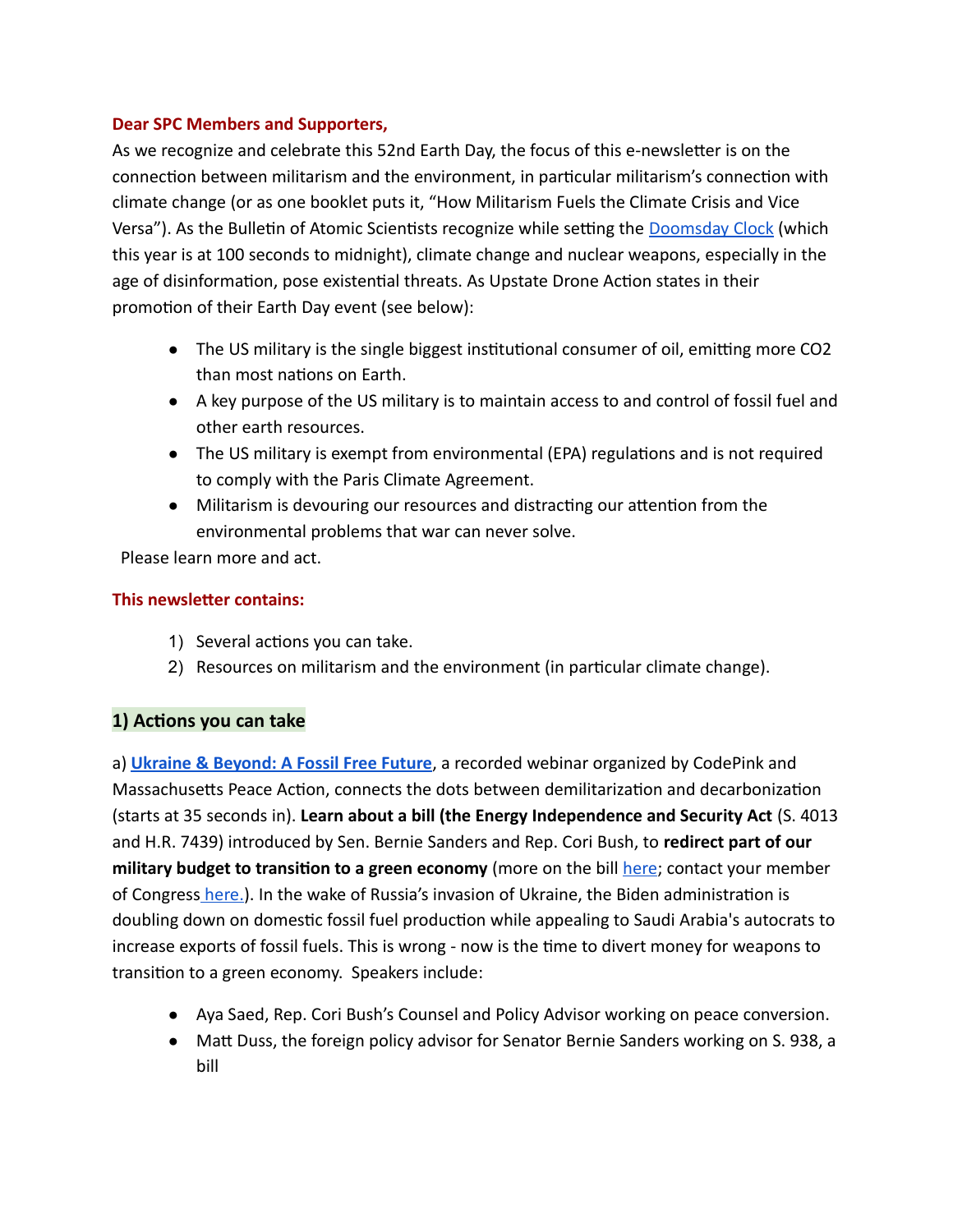**Dear SPC Members and Supporters,**

As we recognize and celebrate this 52nd Earth Day, the focus of this e-newsletter is on the connection between militarism and the environment, in particular militarism's connection with climate change (or as one booklet puts it, "How Militarism Fuels the Climate Crisis and Vice Versa"). As the Bulletin of Atomic Scientists recognize while setting the Doomsday Clock (which this year is at 100 seconds to midnight), climate change and nuclear weapons, especially in the age of disinformation, pose existential threats. As Upstate Drone Action states in their promotion of their Earth Day event (see below):

- The US military is the single biggest institutional consumer of oil, emitting more $CO_2$ than most nations on Earth.
- A key purpose of the US military is to maintain access to and control of fossil fuel and other earth resources.
- The US military is exempt from environmental (EPA) regulations and is not required to comply with the Paris Climate Agreement.
- Militarism is devouring our resources and distracting our attention from the environmental problems that war can never solve.

Please learn more and act.

**This newsletter contains:**

1) Several actions you can take.
2) Resources on militarism and the environment (in particular climate change).

## 1) Actions you can take

a) **Ukraine & Beyond: A Fossil Free Future**, a recorded webinar organized by CodePink and Massachusetts Peace Action, connects the dots between demilitarization and decarbonization (starts at 35 seconds in). **Learn about a bill (the Energy Independence and Security Act** (S. 4013 and H.R. 7439) introduced by Sen. Bernie Sanders and Rep. Cori Bush, to **redirect part of our military budget to transition to a green economy** (more on the bill here; contact your member of Congress here.). In the wake of Russia's invasion of Ukraine, the Biden administration is doubling down on domestic fossil fuel production while appealing to Saudi Arabia's autocrats to increase exports of fossil fuels. This is wrong - now is the time to divert money for weapons to transition to a green economy. Speakers include:

- Aya Saed, Rep. Cori Bush's Counsel and Policy Advisor working on peace conversion.
- Matt Duss, the foreign policy advisor for Senator Bernie Sanders working on S. 938, a bill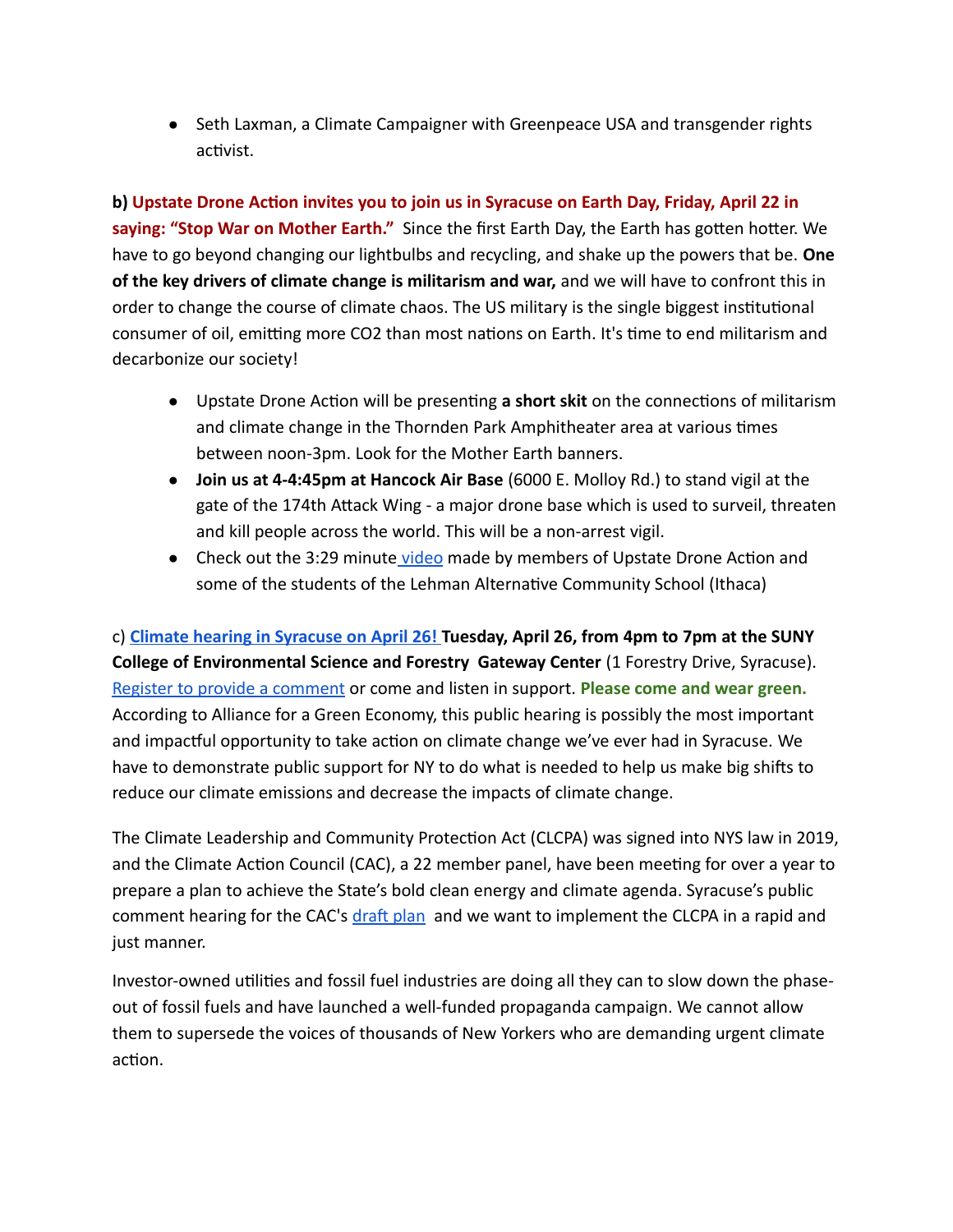- Seth Laxman, a Climate Campaigner with Greenpeace USA and transgender rights activist.

**b) Upstate Drone Action invites you to join us in Syracuse on Earth Day, Friday, April 22 in saying: "Stop War on Mother Earth."** Since the first Earth Day, the Earth has gotten hotter. We have to go beyond changing our lightbulbs and recycling, and shake up the powers that be. **One of the key drivers of climate change is militarism and war,** and we will have to confront this in order to change the course of climate chaos. The US military is the single biggest institutional consumer of oil, emitting more CO2 than most nations on Earth. It's time to end militarism and decarbonize our society!

- Upstate Drone Action will be presenting **a short skit** on the connections of militarism and climate change in the Thornden Park Amphitheater area at various times between noon-3pm. Look for the Mother Earth banners.
- **Join us at 4-4:45pm at Hancock Air Base** (6000 E. Molloy Rd.) to stand vigil at the gate of the 174th Attack Wing - a major drone base which is used to surveil, threaten and kill people across the world. This will be a non-arrest vigil.
- Check out the 3:29 minute video made by members of Upstate Drone Action and some of the students of the Lehman Alternative Community School (Ithaca)

c) **Climate hearing in Syracuse on April 26! Tuesday, April 26, from 4pm to 7pm at the SUNY College of Environmental Science and Forestry Gateway Center** (1 Forestry Drive, Syracuse). Register to provide a comment or come and listen in support. **Please come and wear green.** According to Alliance for a Green Economy, this public hearing is possibly the most important and impactful opportunity to take action on climate change we've ever had in Syracuse. We have to demonstrate public support for NY to do what is needed to help us make big shifts to reduce our climate emissions and decrease the impacts of climate change.

The Climate Leadership and Community Protection Act (CLCPA) was signed into NYS law in 2019, and the Climate Action Council (CAC), a 22 member panel, have been meeting for over a year to prepare a plan to achieve the State's bold clean energy and climate agenda. Syracuse's public comment hearing for the CAC's draft plan and we want to implement the CLCPA in a rapid and just manner.

Investor-owned utilities and fossil fuel industries are doing all they can to slow down the phase-out of fossil fuels and have launched a well-funded propaganda campaign. We cannot allow them to supersede the voices of thousands of New Yorkers who are demanding urgent climate action.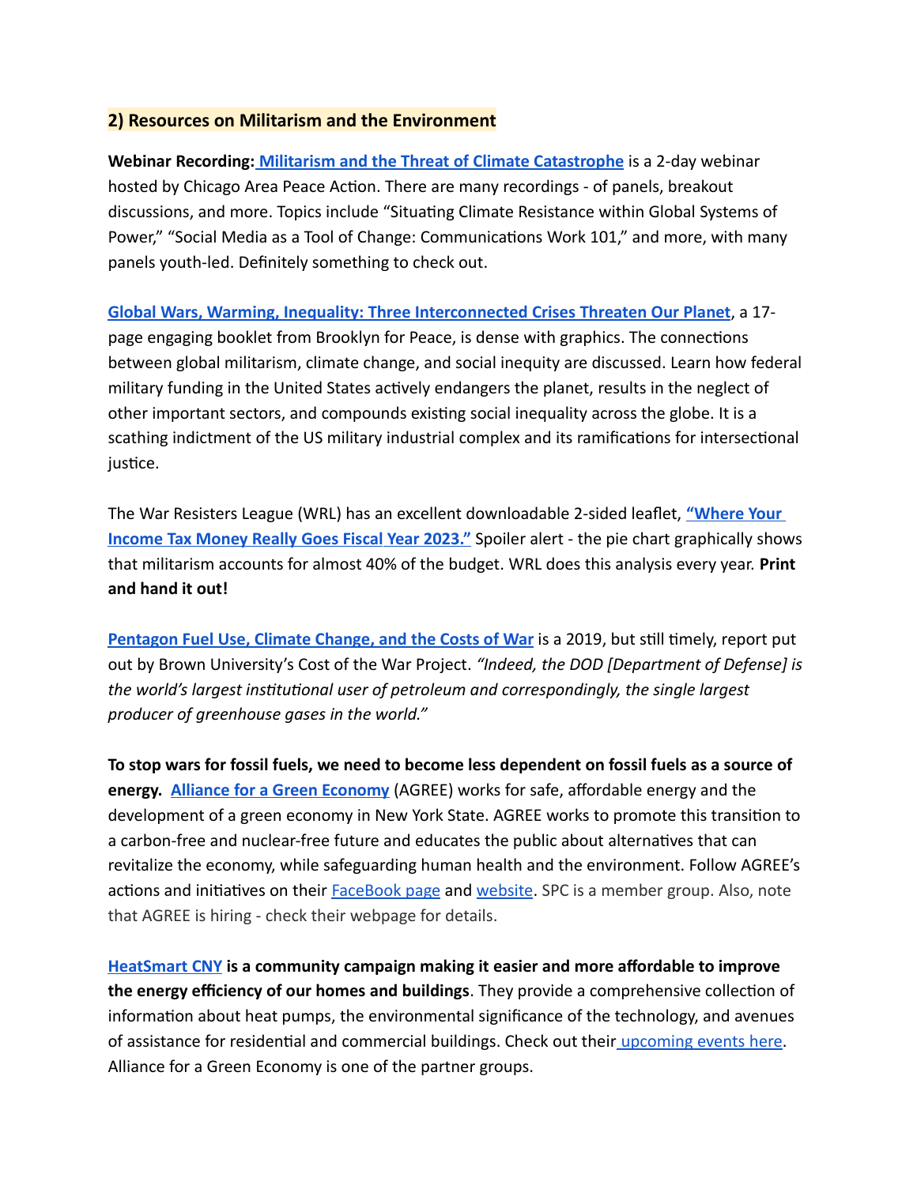## 2) Resources on Militarism and the Environment

**Webinar Recording: Militarism and the Threat of Climate Catastrophe** is a 2-day webinar hosted by Chicago Area Peace Action. There are many recordings - of panels, breakout discussions, and more. Topics include "Situating Climate Resistance within Global Systems of Power," "Social Media as a Tool of Change: Communications Work 101," and more, with many panels youth-led. Definitely something to check out.

**Global Wars, Warming, Inequality: Three Interconnected Crises Threaten Our Planet**, a 17-page engaging booklet from Brooklyn for Peace, is dense with graphics. The connections between global militarism, climate change, and social inequity are discussed. Learn how federal military funding in the United States actively endangers the planet, results in the neglect of other important sectors, and compounds existing social inequality across the globe. It is a scathing indictment of the US military industrial complex and its ramifications for intersectional justice.

The War Resisters League (WRL) has an excellent downloadable 2-sided leaflet, **"Where Your Income Tax Money Really Goes Fiscal Year 2023."** Spoiler alert - the pie chart graphically shows that militarism accounts for almost 40% of the budget. WRL does this analysis every year. **Print and hand it out!**

**Pentagon Fuel Use, Climate Change, and the Costs of War** is a 2019, but still timely, report put out by Brown University's Cost of the War Project. *"Indeed, the DOD [Department of Defense] is the world's largest institutional user of petroleum and correspondingly, the single largest producer of greenhouse gases in the world."*

**To stop wars for fossil fuels, we need to become less dependent on fossil fuels as a source of energy. Alliance for a Green Economy** (AGREE) works for safe, affordable energy and the development of a green economy in New York State. AGREE works to promote this transition to a carbon-free and nuclear-free future and educates the public about alternatives that can revitalize the economy, while safeguarding human health and the environment. Follow AGREE's actions and initiatives on their FaceBook page and website. SPC is a member group. Also, note that AGREE is hiring - check their webpage for details.

**HeatSmart CNY is a community campaign making it easier and more affordable to improve the energy efficiency of our homes and buildings**. They provide a comprehensive collection of information about heat pumps, the environmental significance of the technology, and avenues of assistance for residential and commercial buildings. Check out their upcoming events here. Alliance for a Green Economy is one of the partner groups.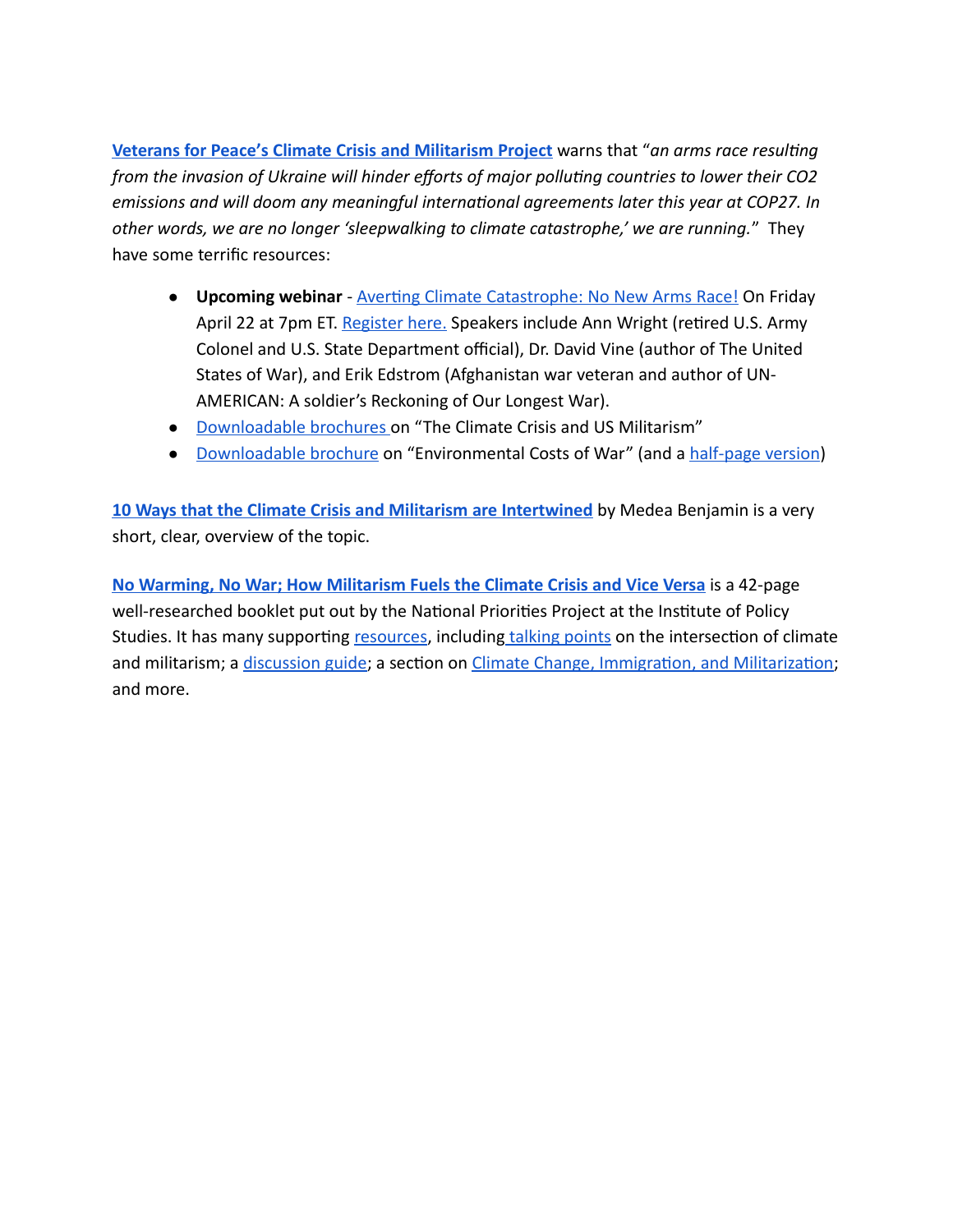**Veterans for Peace's Climate Crisis and Militarism Project** warns that "*an arms race resulting from the invasion of Ukraine will hinder efforts of major polluting countries to lower their CO2 emissions and will doom any meaningful international agreements later this year at COP27. In other words, we are no longer 'sleepwalking to climate catastrophe,' we are running.*" They have some terrific resources:

- **Upcoming webinar** - Averting Climate Catastrophe: No New Arms Race! On Friday April 22 at 7pm ET. Register here. Speakers include Ann Wright (retired U.S. Army Colonel and U.S. State Department official), Dr. David Vine (author of The United States of War), and Erik Edstrom (Afghanistan war veteran and author of UN-AMERICAN: A soldier's Reckoning of Our Longest War).
- Downloadable brochures on "The Climate Crisis and US Militarism"
- Downloadable brochure on "Environmental Costs of War" (and a half-page version)

**10 Ways that the Climate Crisis and Militarism are Intertwined** by Medea Benjamin is a very short, clear, overview of the topic.

**No Warming, No War; How Militarism Fuels the Climate Crisis and Vice Versa** is a 42-page well-researched booklet put out by the National Priorities Project at the Institute of Policy Studies. It has many supporting resources, including talking points on the intersection of climate and militarism; a discussion guide; a section on Climate Change, Immigration, and Militarization; and more.